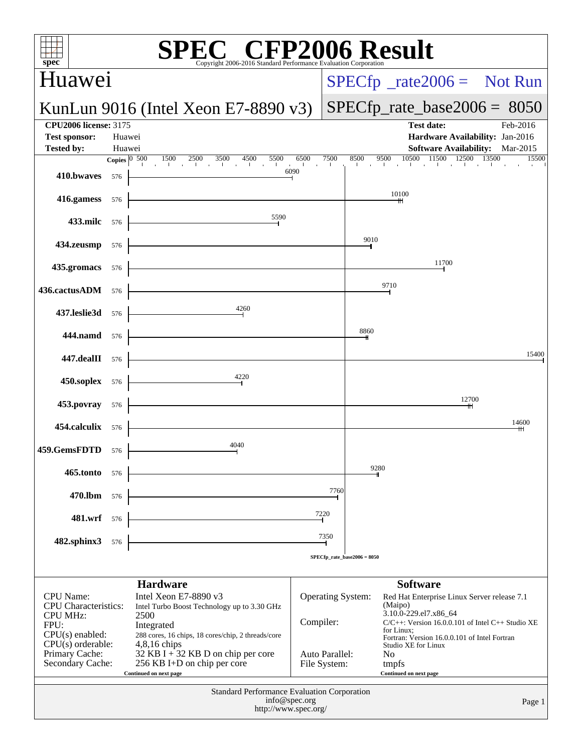# SPEC CFP2006 Result

Copyright 2006-2016 Standard Performance Evaluation Corporation

## Huawei

**KunLun 9016 (Intel Xeon E7-8890 v3)**

SPECfp_rate2006 = Not Run

SPECfp_rate_base2006 = 8050

| | | | |
|---|---|---|---|
| **CPU2006 license:** 3175 | | **Test date:** | Feb-2016 |
| **Test sponsor:** | Huawei | **Hardware Availability:** | Jan-2016 |
| **Tested by:** | Huawei | **Software Availability:** | Mar-2015 |

| Benchmark | Copies | Base Ratio |
|---|---|---|
| 410.bwaves | 576 | 6090 |
| 416.gamess | 576 | 10100 |
| 433.milc | 576 | 5590 |
| 434.zeusmp | 576 | 9010 |
| 435.gromacs | 576 | 11700 |
| 436.cactusADM | 576 | 9710 |
| 437.leslie3d | 576 | 4260 |
| 444.namd | 576 | 8860 |
| 447.dealII | 576 | 15400 |
| 450.soplex | 576 | 4220 |
| 453.povray | 576 | 12700 |
| 454.calculix | 576 | 14600 |
| 459.GemsFDTD | 576 | 4040 |
| 465.tonto | 576 | 9280 |
| 470.lbm | 576 | 7760 |
| 481.wrf | 576 | 7220 |
| 482.sphinx3 | 576 | 7350 |

SPECfp_rate_base2006 = 8050

### Hardware

| | |
|---|---|
| CPU Name: | Intel Xeon E7-8890 v3 |
| CPU Characteristics: | Intel Turbo Boost Technology up to 3.30 GHz |
| CPU MHz: | 2500 |
| FPU: | Integrated |
| CPU(s) enabled: | 288 cores, 16 chips, 18 cores/chip, 2 threads/core |
| CPU(s) orderable: | 4,8,16 chips |
| Primary Cache: | 32 KB I + 32 KB D on chip per core |
| Secondary Cache: | 256 KB I+D on chip per core |

Continued on next page

### Software

| | |
|---|---|
| Operating System: | Red Hat Enterprise Linux Server release 7.1 (Maipo) 3.10.0-229.el7.x86_64 |
| Compiler: | C/C++: Version 16.0.0.101 of Intel C++ Studio XE for Linux; Fortran: Version 16.0.0.101 of Intel Fortran Studio XE for Linux |
| Auto Parallel: | No |
| File System: | tmpfs |

Continued on next page

Standard Performance Evaluation Corporation
info@spec.org
http://www.spec.org/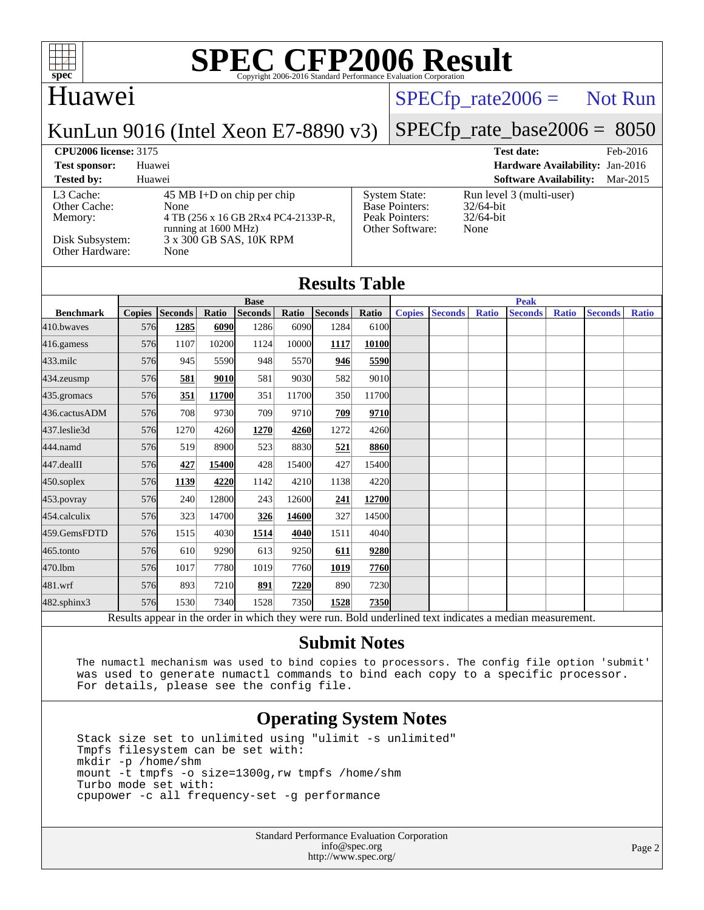# SPEC CFP2006 Result

Copyright 2006-2016 Standard Performance Evaluation Corporation

## Huawei

KunLun 9016 (Intel Xeon E7-8890 v3)

SPECfp_rate2006 = Not Run

SPECfp_rate_base2006 = 8050

| | | | |
|---|---|---|---|
| **CPU2006 license:** 3175 | | **Test date:** | Feb-2016 |
| **Test sponsor:** | Huawei | **Hardware Availability:** | Jan-2016 |
| **Tested by:** | Huawei | **Software Availability:** | Mar-2015 |

| | |
|---|---|
| L3 Cache: | 45 MB I+D on chip per chip |
| Other Cache: | None |
| Memory: | 4 TB (256 x 16 GB 2Rx4 PC4-2133P-R, running at 1600 MHz) |
| Disk Subsystem: | 3 x 300 GB SAS, 10K RPM |
| Other Hardware: | None |

| | |
|---|---|
| System State: | Run level 3 (multi-user) |
| Base Pointers: | 32/64-bit |
| Peak Pointers: | 32/64-bit |
| Other Software: | None |

## Results Table

| | Base | | | | | | | Peak | | | | | | |
|---|---|---|---|---|---|---|---|---|---|---|---|---|---|---|
| **Benchmark** | **Copies** | **Seconds** | **Ratio** | **Seconds** | **Ratio** | **Seconds** | **Ratio** | **Copies** | **Seconds** | **Ratio** | **Seconds** | **Ratio** | **Seconds** | **Ratio** |
| 410.bwaves | 576 | **1285** | **6090** | 1286 | 6090 | 1284 | 6100 | | | | | | | |
| 416.gamess | 576 | 1107 | 10200 | 1124 | 10000 | **1117** | **10100** | | | | | | | |
| 433.milc | 576 | 945 | 5590 | 948 | 5570 | **946** | **5590** | | | | | | | |
| 434.zeusmp | 576 | **581** | **9010** | 581 | 9030 | 582 | 9010 | | | | | | | |
| 435.gromacs | 576 | **351** | **11700** | 351 | 11700 | 350 | 11700 | | | | | | | |
| 436.cactusADM | 576 | 708 | 9730 | 709 | 9710 | **709** | **9710** | | | | | | | |
| 437.leslie3d | 576 | 1270 | 4260 | **1270** | **4260** | 1272 | 4260 | | | | | | | |
| 444.namd | 576 | 519 | 8900 | 523 | 8830 | **521** | **8860** | | | | | | | |
| 447.dealII | 576 | **427** | **15400** | 428 | 15400 | 427 | 15400 | | | | | | | |
| 450.soplex | 576 | **1139** | **4220** | 1142 | 4210 | 1138 | 4220 | | | | | | | |
| 453.povray | 576 | 240 | 12800 | 243 | 12600 | **241** | **12700** | | | | | | | |
| 454.calculix | 576 | 323 | 14700 | **326** | **14600** | 327 | 14500 | | | | | | | |
| 459.GemsFDTD | 576 | 1515 | 4030 | **1514** | **4040** | 1511 | 4040 | | | | | | | |
| 465.tonto | 576 | 610 | 9290 | 613 | 9250 | **611** | **9280** | | | | | | | |
| 470.lbm | 576 | 1017 | 7780 | 1019 | 7760 | **1019** | **7760** | | | | | | | |
| 481.wrf | 576 | 893 | 7210 | **891** | **7220** | 890 | 7230 | | | | | | | |
| 482.sphinx3 | 576 | 1530 | 7340 | 1528 | 7350 | **1528** | **7350** | | | | | | | |

Results appear in the order in which they were run. Bold underlined text indicates a median measurement.

## Submit Notes

```
The numactl mechanism was used to bind copies to processors. The config file option 'submit'
was used to generate numactl commands to bind each copy to a specific processor.
For details, please see the config file.
```

## Operating System Notes

```
Stack size set to unlimited using "ulimit -s unlimited"
Tmpfs filesystem can be set with:
mkdir -p /home/shm
mount -t tmpfs -o size=1300g,rw tmpfs /home/shm
Turbo mode set with:
cpupower -c all frequency-set -g performance
```

Standard Performance Evaluation Corporation
info@spec.org
http://www.spec.org/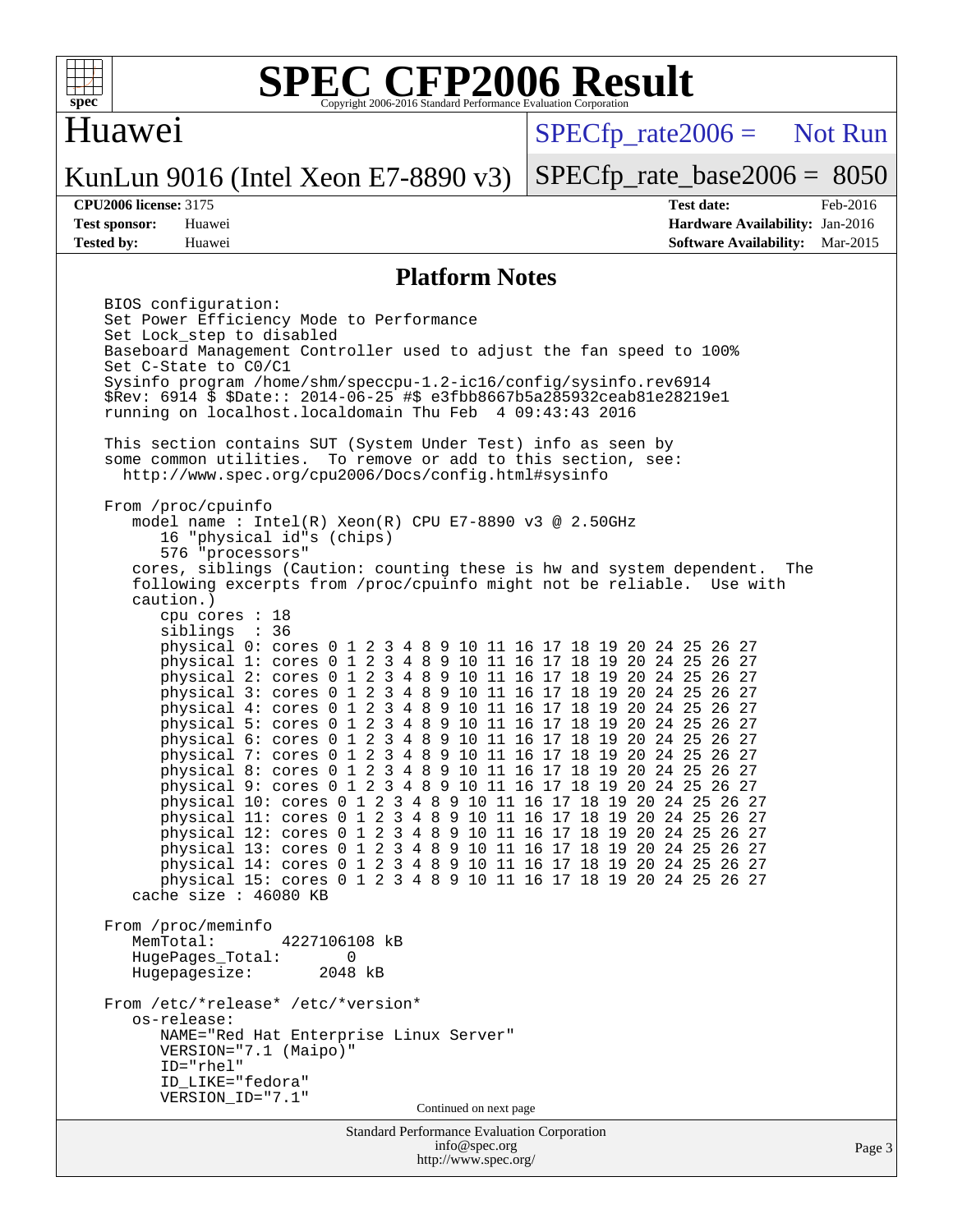# SPEC CFP2006 Result

Copyright 2006-2016 Standard Performance Evaluation Corporation

## Huawei

KunLun 9016 (Intel Xeon E7-8890 v3)

SPECfp_rate2006 = Not Run

SPECfp_rate_base2006 = 8050

| | | | |
|---|---|---|---|
| **CPU2006 license:** 3175 | | **Test date:** | Feb-2016 |
| **Test sponsor:** | Huawei | **Hardware Availability:** | Jan-2016 |
| **Tested by:** | Huawei | **Software Availability:** | Mar-2015 |

## Platform Notes

```
BIOS configuration:
Set Power Efficiency Mode to Performance
Set Lock_step to disabled
Baseboard Management Controller used to adjust the fan speed to 100%
Set C-State to C0/C1
Sysinfo program /home/shm/speccpu-1.2-ic16/config/sysinfo.rev6914
$Rev: 6914 $ $Date:: 2014-06-25 #$ e3fbb8667b5a285932ceab81e28219e1
running on localhost.localdomain Thu Feb  4 09:43:43 2016

This section contains SUT (System Under Test) info as seen by
some common utilities.  To remove or add to this section, see:
  http://www.spec.org/cpu2006/Docs/config.html#sysinfo

From /proc/cpuinfo
   model name : Intel(R) Xeon(R) CPU E7-8890 v3 @ 2.50GHz
      16 "physical id"s (chips)
      576 "processors"
   cores, siblings (Caution: counting these is hw and system dependent.  The
   following excerpts from /proc/cpuinfo might not be reliable.  Use with
   caution.)
      cpu cores : 18
      siblings  : 36
      physical 0: cores 0 1 2 3 4 8 9 10 11 16 17 18 19 20 24 25 26 27
      physical 1: cores 0 1 2 3 4 8 9 10 11 16 17 18 19 20 24 25 26 27
      physical 2: cores 0 1 2 3 4 8 9 10 11 16 17 18 19 20 24 25 26 27
      physical 3: cores 0 1 2 3 4 8 9 10 11 16 17 18 19 20 24 25 26 27
      physical 4: cores 0 1 2 3 4 8 9 10 11 16 17 18 19 20 24 25 26 27
      physical 5: cores 0 1 2 3 4 8 9 10 11 16 17 18 19 20 24 25 26 27
      physical 6: cores 0 1 2 3 4 8 9 10 11 16 17 18 19 20 24 25 26 27
      physical 7: cores 0 1 2 3 4 8 9 10 11 16 17 18 19 20 24 25 26 27
      physical 8: cores 0 1 2 3 4 8 9 10 11 16 17 18 19 20 24 25 26 27
      physical 9: cores 0 1 2 3 4 8 9 10 11 16 17 18 19 20 24 25 26 27
      physical 10: cores 0 1 2 3 4 8 9 10 11 16 17 18 19 20 24 25 26 27
      physical 11: cores 0 1 2 3 4 8 9 10 11 16 17 18 19 20 24 25 26 27
      physical 12: cores 0 1 2 3 4 8 9 10 11 16 17 18 19 20 24 25 26 27
      physical 13: cores 0 1 2 3 4 8 9 10 11 16 17 18 19 20 24 25 26 27
      physical 14: cores 0 1 2 3 4 8 9 10 11 16 17 18 19 20 24 25 26 27
      physical 15: cores 0 1 2 3 4 8 9 10 11 16 17 18 19 20 24 25 26 27
   cache size : 46080 KB

From /proc/meminfo
   MemTotal:       4227106108 kB
   HugePages_Total:       0
   Hugepagesize:       2048 kB

From /etc/*release* /etc/*version*
   os-release:
      NAME="Red Hat Enterprise Linux Server"
      VERSION="7.1 (Maipo)"
      ID="rhel"
      ID_LIKE="fedora"
      VERSION_ID="7.1"
```

Continued on next page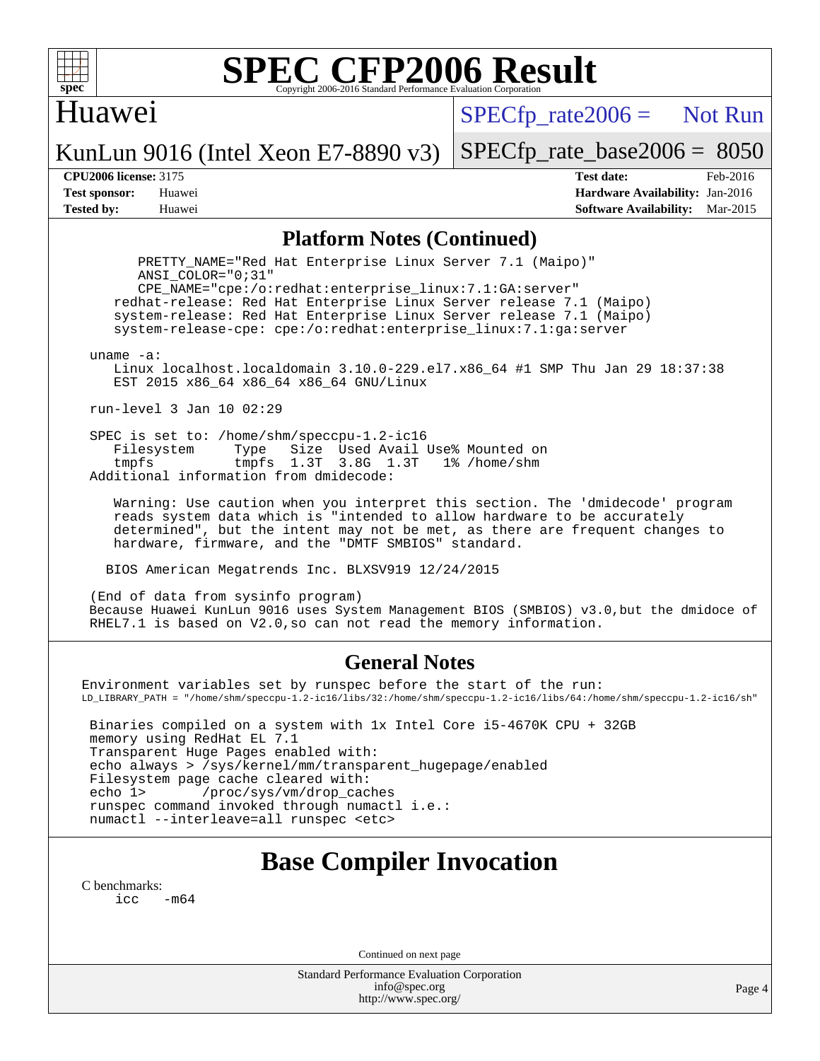# SPEC CFP2006 Result

Copyright 2006-2016 Standard Performance Evaluation Corporation

## Huawei

KunLun 9016 (Intel Xeon E7-8890 v3)

SPECfp_rate2006 = Not Run

SPECfp_rate_base2006 = 8050

**CPU2006 license:** 3175
**Test sponsor:** Huawei
**Tested by:** Huawei

**Test date:** Feb-2016
**Hardware Availability:** Jan-2016
**Software Availability:** Mar-2015

### Platform Notes (Continued)

```
        PRETTY_NAME="Red Hat Enterprise Linux Server 7.1 (Maipo)"
        ANSI_COLOR="0;31"
        CPE_NAME="cpe:/o:redhat:enterprise_linux:7.1:GA:server"
     redhat-release: Red Hat Enterprise Linux Server release 7.1 (Maipo)
     system-release: Red Hat Enterprise Linux Server release 7.1 (Maipo)
     system-release-cpe: cpe:/o:redhat:enterprise_linux:7.1:ga:server

  uname -a:
     Linux localhost.localdomain 3.10.0-229.el7.x86_64 #1 SMP Thu Jan 29 18:37:38
     EST 2015 x86_64 x86_64 x86_64 GNU/Linux

  run-level 3 Jan 10 02:29

  SPEC is set to: /home/shm/speccpu-1.2-ic16
     Filesystem     Type   Size  Used Avail Use% Mounted on
     tmpfs          tmpfs  1.3T  3.8G  1.3T   1% /home/shm
  Additional information from dmidecode:

     Warning: Use caution when you interpret this section. The 'dmidecode' program
     reads system data which is "intended to allow hardware to be accurately
     determined", but the intent may not be met, as there are frequent changes to
     hardware, firmware, and the "DMTF SMBIOS" standard.

    BIOS American Megatrends Inc. BLXSV919 12/24/2015

  (End of data from sysinfo program)
  Because Huawei KunLun 9016 uses System Management BIOS (SMBIOS) v3.0,but the dmidoce of
  RHEL7.1 is based on V2.0,so can not read the memory information.
```

### General Notes

```
Environment variables set by runspec before the start of the run:
LD_LIBRARY_PATH = "/home/shm/speccpu-1.2-ic16/libs/32:/home/shm/speccpu-1.2-ic16/libs/64:/home/shm/speccpu-1.2-ic16/sh"

 Binaries compiled on a system with 1x Intel Core i5-4670K CPU + 32GB
 memory using RedHat EL 7.1
 Transparent Huge Pages enabled with:
 echo always > /sys/kernel/mm/transparent_hugepage/enabled
 Filesystem page cache cleared with:
 echo 1>       /proc/sys/vm/drop_caches
 runspec command invoked through numactl i.e.:
 numactl --interleave=all runspec <etc>
```

## Base Compiler Invocation

C benchmarks:
```
icc   -m64
```

Continued on next page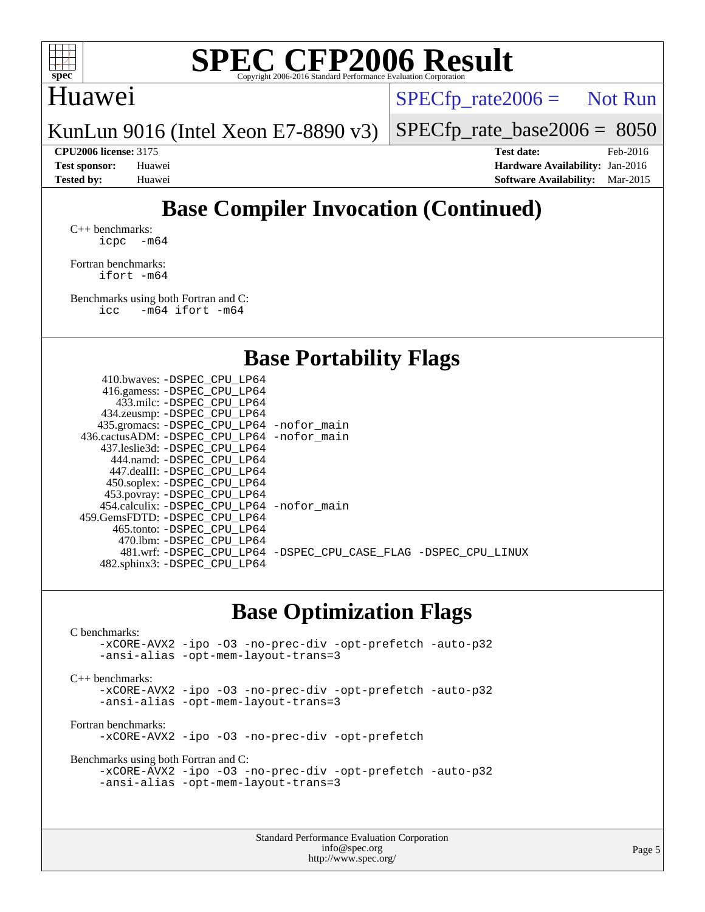# SPEC CFP2006 Result

Huawei

KunLun 9016 (Intel Xeon E7-8890 v3)

SPECfp_rate2006 = Not Run

SPECfp_rate_base2006 = 8050

| | | | |
|---|---|---|---|
| **CPU2006 license:** | 3175 | **Test date:** | Feb-2016 |
| **Test sponsor:** | Huawei | **Hardware Availability:** | Jan-2016 |
| **Tested by:** | Huawei | **Software Availability:** | Mar-2015 |

## Base Compiler Invocation (Continued)

C++ benchmarks:
```
icpc   -m64
```

Fortran benchmarks:
```
ifort -m64
```

Benchmarks using both Fortran and C:
```
icc    -m64 ifort -m64
```

## Base Portability Flags

| Benchmark | Flags |
|---|---|
| 410.bwaves: | -DSPEC_CPU_LP64 |
| 416.gamess: | -DSPEC_CPU_LP64 |
| 433.milc: | -DSPEC_CPU_LP64 |
| 434.zeusmp: | -DSPEC_CPU_LP64 |
| 435.gromacs: | -DSPEC_CPU_LP64 -nofor_main |
| 436.cactusADM: | -DSPEC_CPU_LP64 -nofor_main |
| 437.leslie3d: | -DSPEC_CPU_LP64 |
| 444.namd: | -DSPEC_CPU_LP64 |
| 447.dealII: | -DSPEC_CPU_LP64 |
| 450.soplex: | -DSPEC_CPU_LP64 |
| 453.povray: | -DSPEC_CPU_LP64 |
| 454.calculix: | -DSPEC_CPU_LP64 -nofor_main |
| 459.GemsFDTD: | -DSPEC_CPU_LP64 |
| 465.tonto: | -DSPEC_CPU_LP64 |
| 470.lbm: | -DSPEC_CPU_LP64 |
| 481.wrf: | -DSPEC_CPU_LP64 -DSPEC_CPU_CASE_FLAG -DSPEC_CPU_LINUX |
| 482.sphinx3: | -DSPEC_CPU_LP64 |

## Base Optimization Flags

C benchmarks:
```
-xCORE-AVX2 -ipo -O3 -no-prec-div -opt-prefetch -auto-p32
-ansi-alias -opt-mem-layout-trans=3
```

C++ benchmarks:
```
-xCORE-AVX2 -ipo -O3 -no-prec-div -opt-prefetch -auto-p32
-ansi-alias -opt-mem-layout-trans=3
```

Fortran benchmarks:
```
-xCORE-AVX2 -ipo -O3 -no-prec-div -opt-prefetch
```

Benchmarks using both Fortran and C:
```
-xCORE-AVX2 -ipo -O3 -no-prec-div -opt-prefetch -auto-p32
-ansi-alias -opt-mem-layout-trans=3
```

Standard Performance Evaluation Corporation
info@spec.org
http://www.spec.org/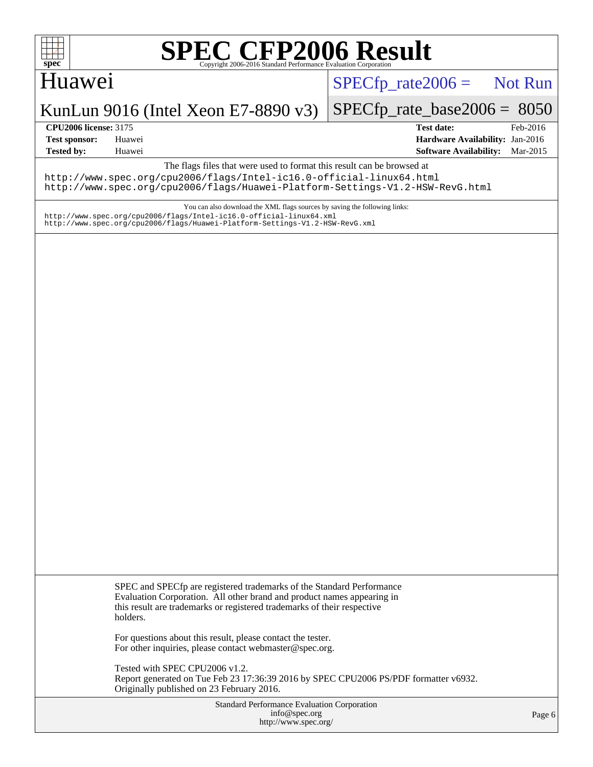The flags files that were used to format this result can be browsed at

http://www.spec.org/cpu2006/flags/Intel-ic16.0-official-linux64.html
http://www.spec.org/cpu2006/flags/Huawei-Platform-Settings-V1.2-HSW-RevG.html

You can also download the XML flags sources by saving the following links:

http://www.spec.org/cpu2006/flags/Intel-ic16.0-official-linux64.xml
http://www.spec.org/cpu2006/flags/Huawei-Platform-Settings-V1.2-HSW-RevG.xml

SPEC and SPECfp are registered trademarks of the Standard Performance Evaluation Corporation. All other brand and product names appearing in this result are trademarks or registered trademarks of their respective holders.

For questions about this result, please contact the tester.
For other inquiries, please contact webmaster@spec.org.

Tested with SPEC CPU2006 v1.2.
Report generated on Tue Feb 23 17:36:39 2016 by SPEC CPU2006 PS/PDF formatter v6932.
Originally published on 23 February 2016.